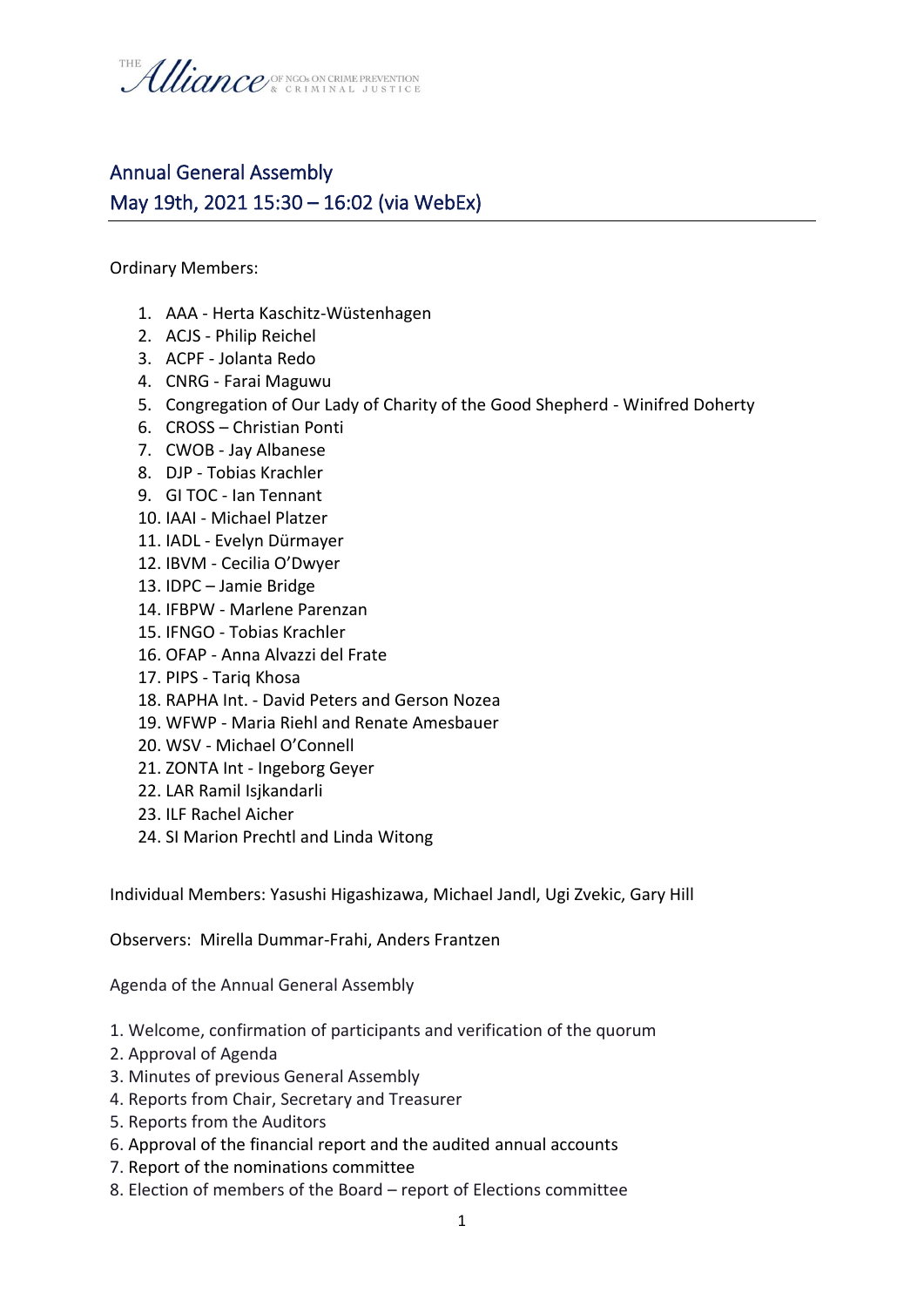## Annual General Assembly

## May 19th, 2021 15:30 – 16:02 (via WebEx)

Ordinary Members:

1. AAA - Herta Kaschitz-Wüstenhagen
2. ACJS - Philip Reichel
3. ACPF - Jolanta Redo
4. CNRG - Farai Maguwu
5. Congregation of Our Lady of Charity of the Good Shepherd - Winifred Doherty
6. CROSS – Christian Ponti
7. CWOB - Jay Albanese
8. DJP - Tobias Krachler
9. GI TOC - Ian Tennant
10. IAAI - Michael Platzer
11. IADL - Evelyn Dürmayer
12. IBVM - Cecilia O'Dwyer
13. IDPC – Jamie Bridge
14. IFBPW - Marlene Parenzan
15. IFNGO - Tobias Krachler
16. OFAP - Anna Alvazzi del Frate
17. PIPS - Tariq Khosa
18. RAPHA Int. - David Peters and Gerson Nozea
19. WFWP - Maria Riehl and Renate Amesbauer
20. WSV - Michael O'Connell
21. ZONTA Int - Ingeborg Geyer
22. LAR Ramil Isjkandarli
23. ILF Rachel Aicher
24. SI Marion Prechtl and Linda Witong

Individual Members: Yasushi Higashizawa, Michael Jandl, Ugi Zvekic, Gary Hill

Observers: Mirella Dummar-Frahi, Anders Frantzen

Agenda of the Annual General Assembly

1. Welcome, confirmation of participants and verification of the quorum
2. Approval of Agenda
3. Minutes of previous General Assembly
4. Reports from Chair, Secretary and Treasurer
5. Reports from the Auditors
6. Approval of the financial report and the audited annual accounts
7. Report of the nominations committee
8. Election of members of the Board – report of Elections committee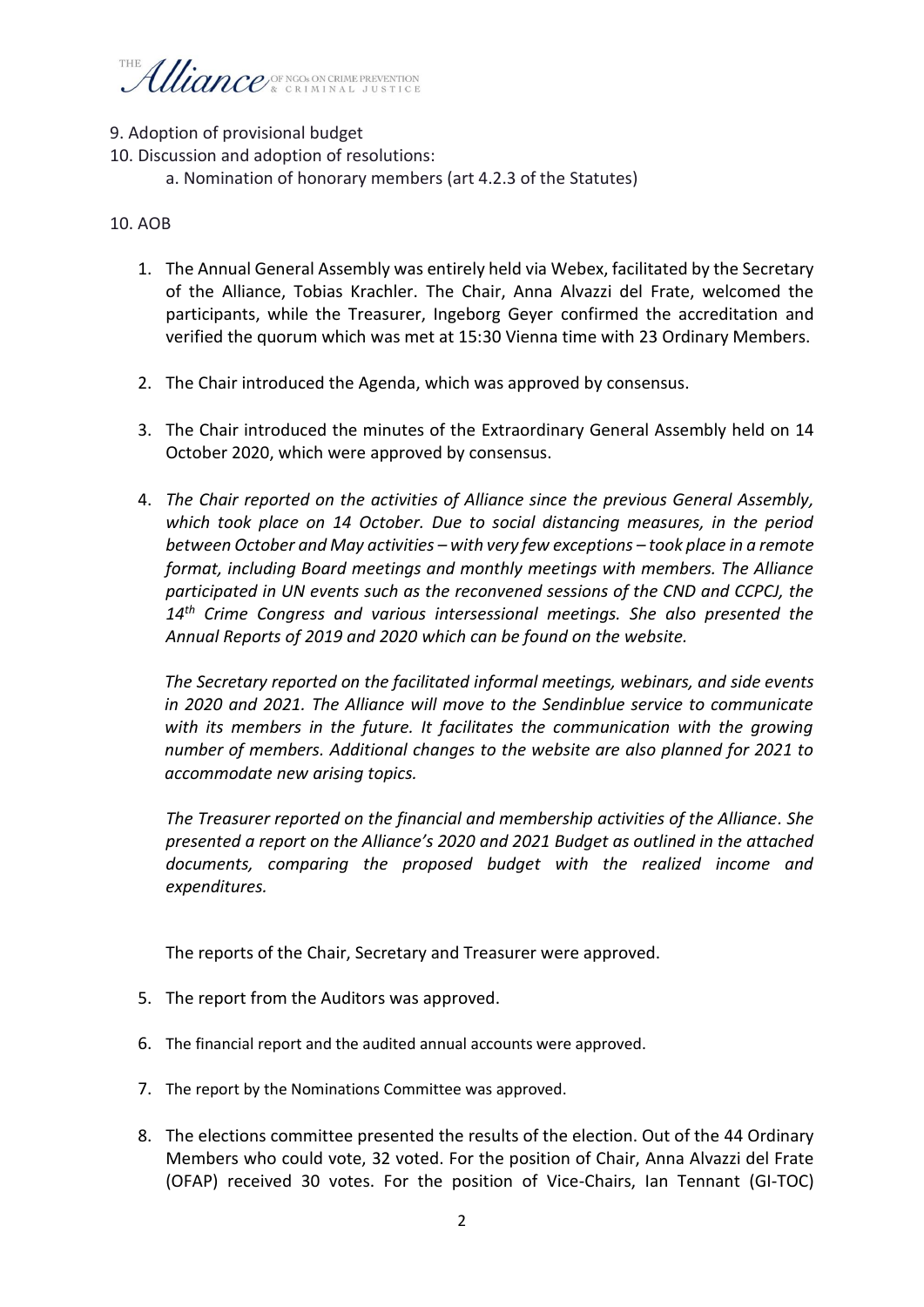9. Adoption of provisional budget
10. Discussion and adoption of resolutions:
    a. Nomination of honorary members (art 4.2.3 of the Statutes)

10. AOB

1. The Annual General Assembly was entirely held via Webex, facilitated by the Secretary of the Alliance, Tobias Krachler. The Chair, Anna Alvazzi del Frate, welcomed the participants, while the Treasurer, Ingeborg Geyer confirmed the accreditation and verified the quorum which was met at 15:30 Vienna time with 23 Ordinary Members.

2. The Chair introduced the Agenda, which was approved by consensus.

3. The Chair introduced the minutes of the Extraordinary General Assembly held on 14 October 2020, which were approved by consensus.

4. *The Chair reported on the activities of Alliance since the previous General Assembly, which took place on 14 October. Due to social distancing measures, in the period between October and May activities – with very few exceptions – took place in a remote format, including Board meetings and monthly meetings with members. The Alliance participated in UN events such as the reconvened sessions of the CND and CCPCJ, the 14th Crime Congress and various intersessional meetings. She also presented the Annual Reports of 2019 and 2020 which can be found on the website.*

   *The Secretary reported on the facilitated informal meetings, webinars, and side events in 2020 and 2021. The Alliance will move to the Sendinblue service to communicate with its members in the future. It facilitates the communication with the growing number of members. Additional changes to the website are also planned for 2021 to accommodate new arising topics.*

   *The Treasurer reported on the financial and membership activities of the Alliance. She presented a report on the Alliance's 2020 and 2021 Budget as outlined in the attached documents, comparing the proposed budget with the realized income and expenditures.*

   The reports of the Chair, Secretary and Treasurer were approved.

5. The report from the Auditors was approved.

6. The financial report and the audited annual accounts were approved.

7. The report by the Nominations Committee was approved.

8. The elections committee presented the results of the election. Out of the 44 Ordinary Members who could vote, 32 voted. For the position of Chair, Anna Alvazzi del Frate (OFAP) received 30 votes. For the position of Vice-Chairs, Ian Tennant (GI-TOC)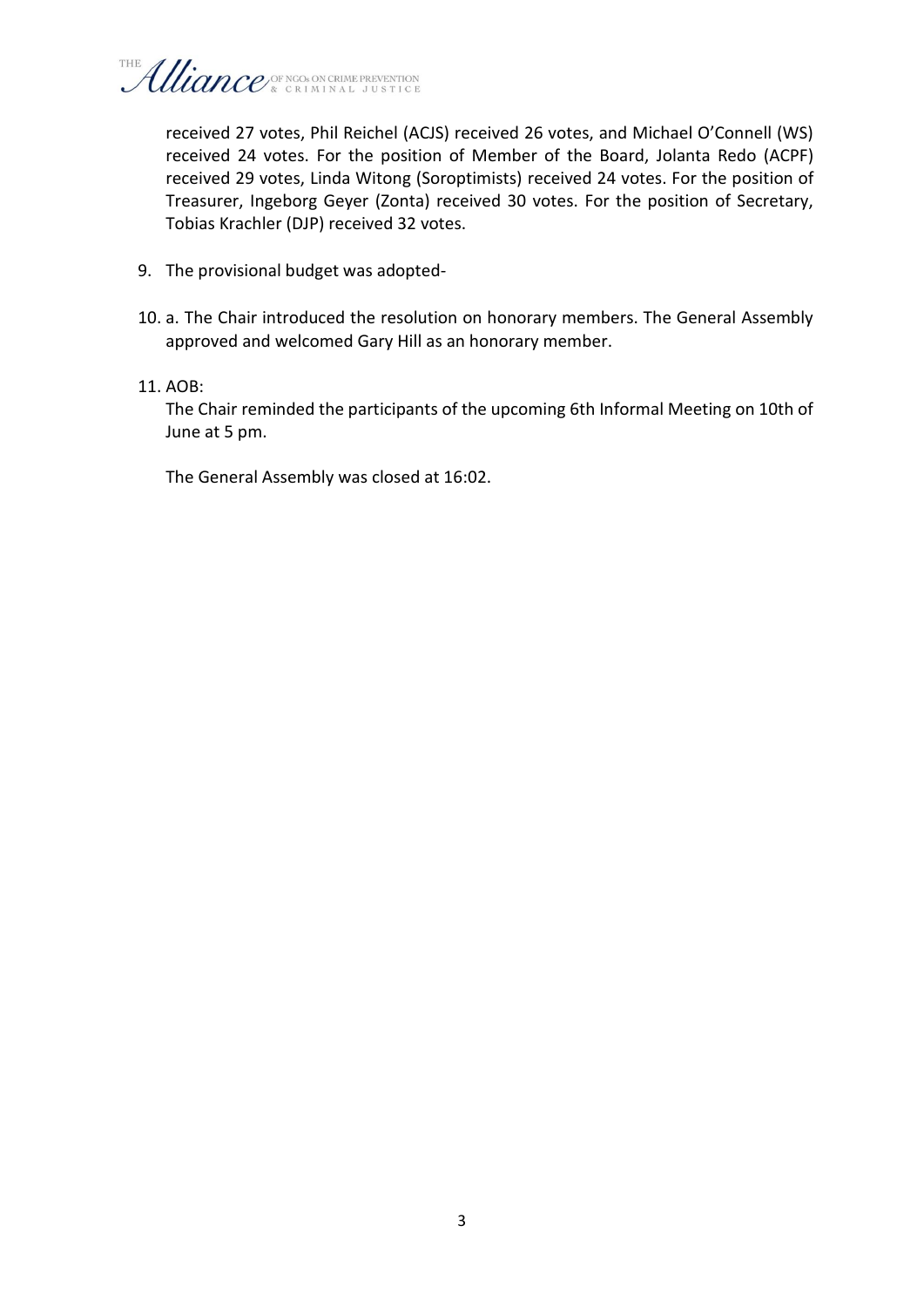received 27 votes, Phil Reichel (ACJS) received 26 votes, and Michael O'Connell (WS) received 24 votes. For the position of Member of the Board, Jolanta Redo (ACPF) received 29 votes, Linda Witong (Soroptimists) received 24 votes. For the position of Treasurer, Ingeborg Geyer (Zonta) received 30 votes. For the position of Secretary, Tobias Krachler (DJP) received 32 votes.

9. The provisional budget was adopted-

10. a. The Chair introduced the resolution on honorary members. The General Assembly approved and welcomed Gary Hill as an honorary member.

11. AOB:
    The Chair reminded the participants of the upcoming 6th Informal Meeting on 10th of June at 5 pm.

    The General Assembly was closed at 16:02.